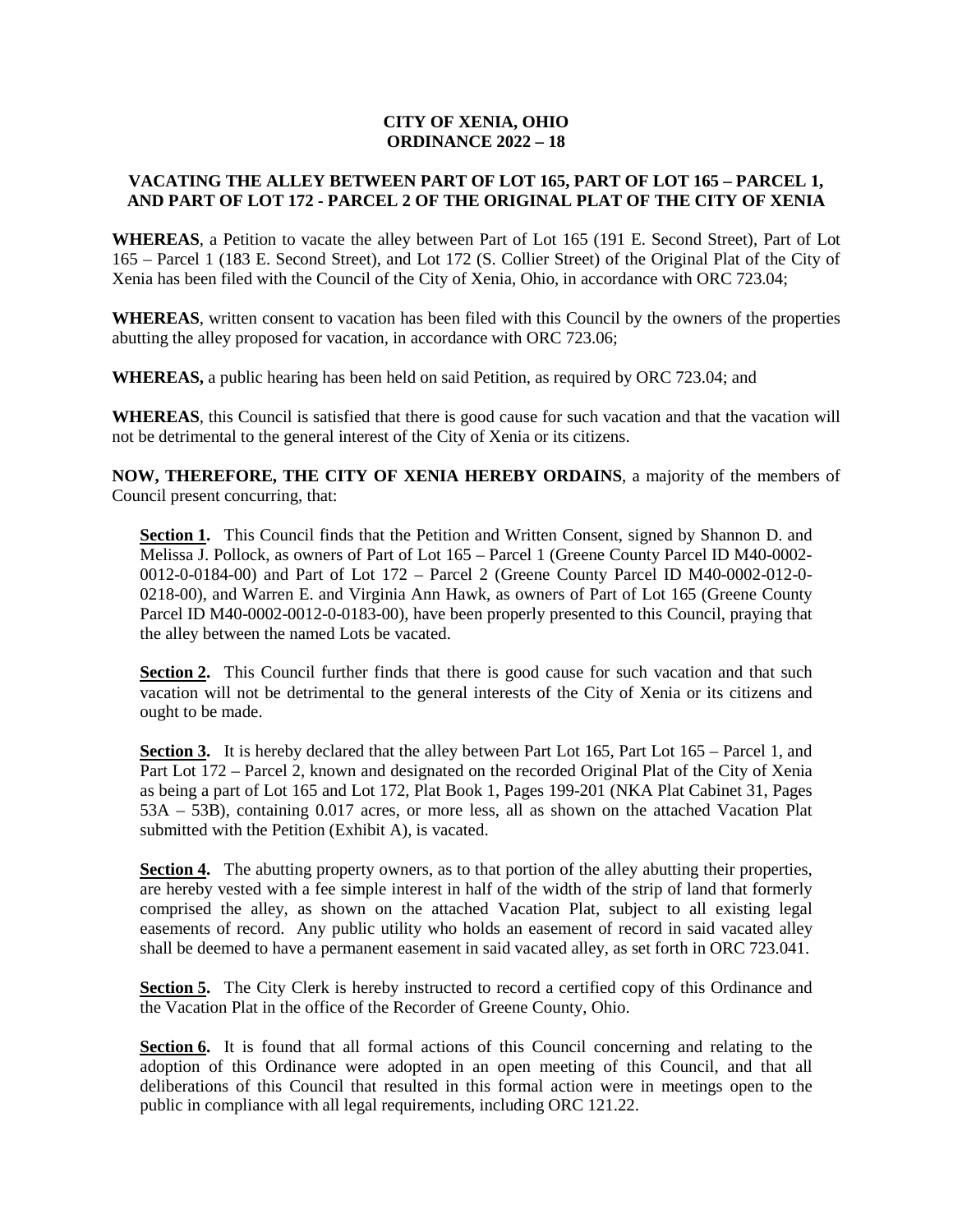# CITY OF XENIA, OHIO
# ORDINANCE 2022 – 18

## VACATING THE ALLEY BETWEEN PART OF LOT 165, PART OF LOT 165 – PARCEL 1, AND PART OF LOT 172 - PARCEL 2 OF THE ORIGINAL PLAT OF THE CITY OF XENIA

**WHEREAS**, a Petition to vacate the alley between Part of Lot 165 (191 E. Second Street), Part of Lot 165 – Parcel 1 (183 E. Second Street), and Lot 172 (S. Collier Street) of the Original Plat of the City of Xenia has been filed with the Council of the City of Xenia, Ohio, in accordance with ORC 723.04;

**WHEREAS**, written consent to vacation has been filed with this Council by the owners of the properties abutting the alley proposed for vacation, in accordance with ORC 723.06;

**WHEREAS,** a public hearing has been held on said Petition, as required by ORC 723.04; and

**WHEREAS**, this Council is satisfied that there is good cause for such vacation and that the vacation will not be detrimental to the general interest of the City of Xenia or its citizens.

**NOW, THEREFORE, THE CITY OF XENIA HEREBY ORDAINS**, a majority of the members of Council present concurring, that:

**Section 1.** This Council finds that the Petition and Written Consent, signed by Shannon D. and Melissa J. Pollock, as owners of Part of Lot 165 – Parcel 1 (Greene County Parcel ID M40-0002-0012-0-0184-00) and Part of Lot 172 – Parcel 2 (Greene County Parcel ID M40-0002-012-0-0218-00), and Warren E. and Virginia Ann Hawk, as owners of Part of Lot 165 (Greene County Parcel ID M40-0002-0012-0-0183-00), have been properly presented to this Council, praying that the alley between the named Lots be vacated.

**Section 2.** This Council further finds that there is good cause for such vacation and that such vacation will not be detrimental to the general interests of the City of Xenia or its citizens and ought to be made.

**Section 3.** It is hereby declared that the alley between Part Lot 165, Part Lot 165 – Parcel 1, and Part Lot 172 – Parcel 2, known and designated on the recorded Original Plat of the City of Xenia as being a part of Lot 165 and Lot 172, Plat Book 1, Pages 199-201 (NKA Plat Cabinet 31, Pages 53A – 53B), containing 0.017 acres, or more less, all as shown on the attached Vacation Plat submitted with the Petition (Exhibit A), is vacated.

**Section 4.** The abutting property owners, as to that portion of the alley abutting their properties, are hereby vested with a fee simple interest in half of the width of the strip of land that formerly comprised the alley, as shown on the attached Vacation Plat, subject to all existing legal easements of record. Any public utility who holds an easement of record in said vacated alley shall be deemed to have a permanent easement in said vacated alley, as set forth in ORC 723.041.

**Section 5.** The City Clerk is hereby instructed to record a certified copy of this Ordinance and the Vacation Plat in the office of the Recorder of Greene County, Ohio.

**Section 6.** It is found that all formal actions of this Council concerning and relating to the adoption of this Ordinance were adopted in an open meeting of this Council, and that all deliberations of this Council that resulted in this formal action were in meetings open to the public in compliance with all legal requirements, including ORC 121.22.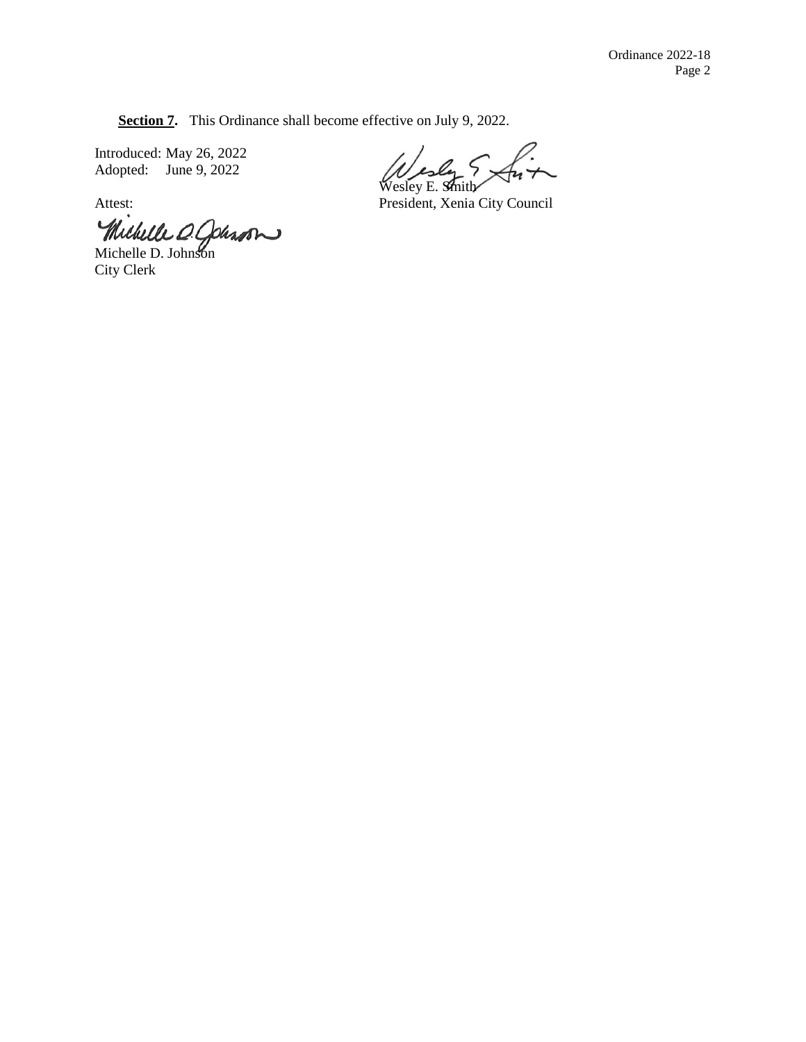**Section 7.** This Ordinance shall become effective on July 9, 2022.

Introduced: May 26, 2022
Adopted: June 9, 2022

Wesley E. Smith
President, Xenia City Council

Attest:

Michelle D. Johnson
City Clerk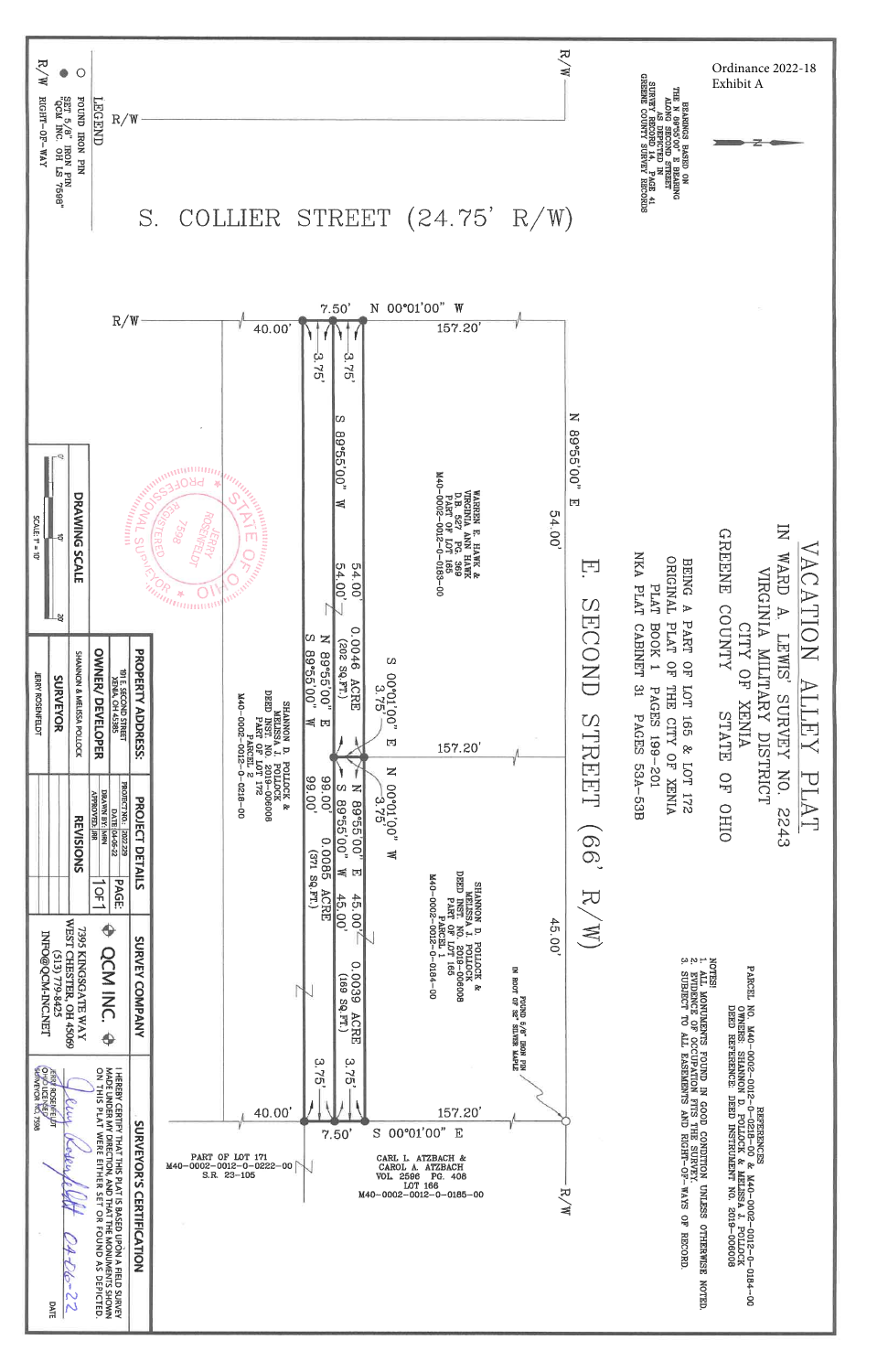Ordinance 2022-18
Exhibit A

# VACATION ALLEY PLAT

IN WARD A. LEWIS' SURVEY NO. 2243
VIRGINIA MILITARY DISTRICT
CITY OF XENIA
GREENE COUNTY STATE OF OHIO

BEING A PART OF LOT 165 & LOT 172
ORIGINAL PLAT OF THE CITY OF XENIA
PLAT BOOK 1 PAGES 199-201
NKA PLAT CABINET 31 PAGES 53A-53B

BEARINGS BASED ON THE N 89°55'00" E BEARING ALONG SECOND STREET AS DEPICTED IN SURVEY RECORD 14, PAGE 41 GREENE COUNTY SURVEY RECORDS

N

E. SECOND STREET (66' R/W)

S. COLLIER STREET (24.75' R/W)

R/W

N 89°55'00" E
54.00'
45.00'
157.20'
157.20'
157.20'
40.00'
40.00'
7.50'
7.50'
N 00°01'00" W
S 00°01'00" E
S 00°01'00" E
N 00°01'00" W
3.75'
3.75'
3.75'
3.75'
3.75'
3.75'
S 89°55'00" W
54.00'
54.00'
0.0046 ACRE (202 SQ.FT.)
N 89°55'00" E
S 89°55'00" W
99.00'
99.00'
N 89°55'00" E
S 89°55'00" W
45.00'
45.00'
0.0085 ACRE (371 SQ.FT.)
0.0039 ACRE (169 SQ.FT.)

FOUND 5/8" IRON PIN IN ROOT OF 36" SILVER MAPLE

WARREN E. HAWK & VIRGINIA ANN HAWK D.B. 527 PG. 369 PART OF LOT 165 M40-0002-0012-0-0183-00

SHANNON D. POLLOCK & MELISSA J. POLLOCK DEED INST. NO. 2019-006008 PART OF LOT 165 PARCEL 1 M40-0002-0012-0-0184-00

SHANNON D. POLLOCK & MELISSA J. POLLOCK DEED INST. NO. 2019-006008 PART OF LOT 172 PARCEL 2 M40-0002-0012-0-0218-00

CARL L. ATZBACH & CAROL A. ATZBACH VOL. 2596 PG. 408 LOT 166 M40-0002-0012-0-0185-00

PART OF LOT 171 M40-0002-0012-0-0222-00 S.R. 23-105

STATE OF OHIO — JERRY ROSENFELDT 7598 — REGISTERED — PROFESSIONAL SURVEYOR

## LEGEND

- ○ FOUND IRON PIN
- ● SET 5/8" IRON PIN "QCM INC. OH LS 7598"
- R/W RIGHT-OF-WAY

## REFERENCES

PARCEL NO. M40-0002-0012-0-0218-00 & M40-0002-0012-0-0184-00
OWNERS: SHANNON D. POLLOCK & MELISSA J. POLLOCK
DEED REFERENCE: DEED INSTRUMENT NO. 2019-006008

## NOTES

1. ALL MONUMENTS FOUND IN GOOD CONDITION UNLESS OTHERWISE NOTED.
2. EVIDENCE OF OCCUPATION FITS THE SURVEY.
3. SUBJECT TO ALL EASEMENTS AND RIGHT-OF-WAYS OF RECORD.

## DRAWING SCALE

0 10 20
SCALE: 1" = 10'

| PROPERTY ADDRESS: | PROJECT DETAILS | | SURVEY COMPANY | SURVEYOR'S CERTIFICATION |
|---|---|---|---|---|
| 191 E. SECOND STREET XENIA, OH 45385 | PROJECT NO.: 2022329 | PAGE: | QCM INC. | I HEREBY CERTIFY THAT THIS PLAT IS BASED UPON A FIELD SURVEY MADE UNDER MY DIRECTION, AND THAT THE MONUMENTS SHOWN ON THIS PLAT WERE EITHER SET OR FOUND AS DEPICTED. |
| OWNER/DEVELOPER | DATE: 04-26-22 | 1 OF 1 | 7395 KINGSGATE WAY WEST CHESTER, OH 45069 | Jerry Rosenfeldt 04-26-22 |
| SHANNON & MELISSA POLLOCK | DRAWN BY: MRH | | (513) 779-8425 | JERRY ROSENFELDT OHIO LICENSED SURVEYOR NO. 7598 |
| SURVEYOR | APPROVED: JRR | | INFO@QCM-INC.NET | DATE |
| JERRY ROSENFELDT | REVISIONS | | | |